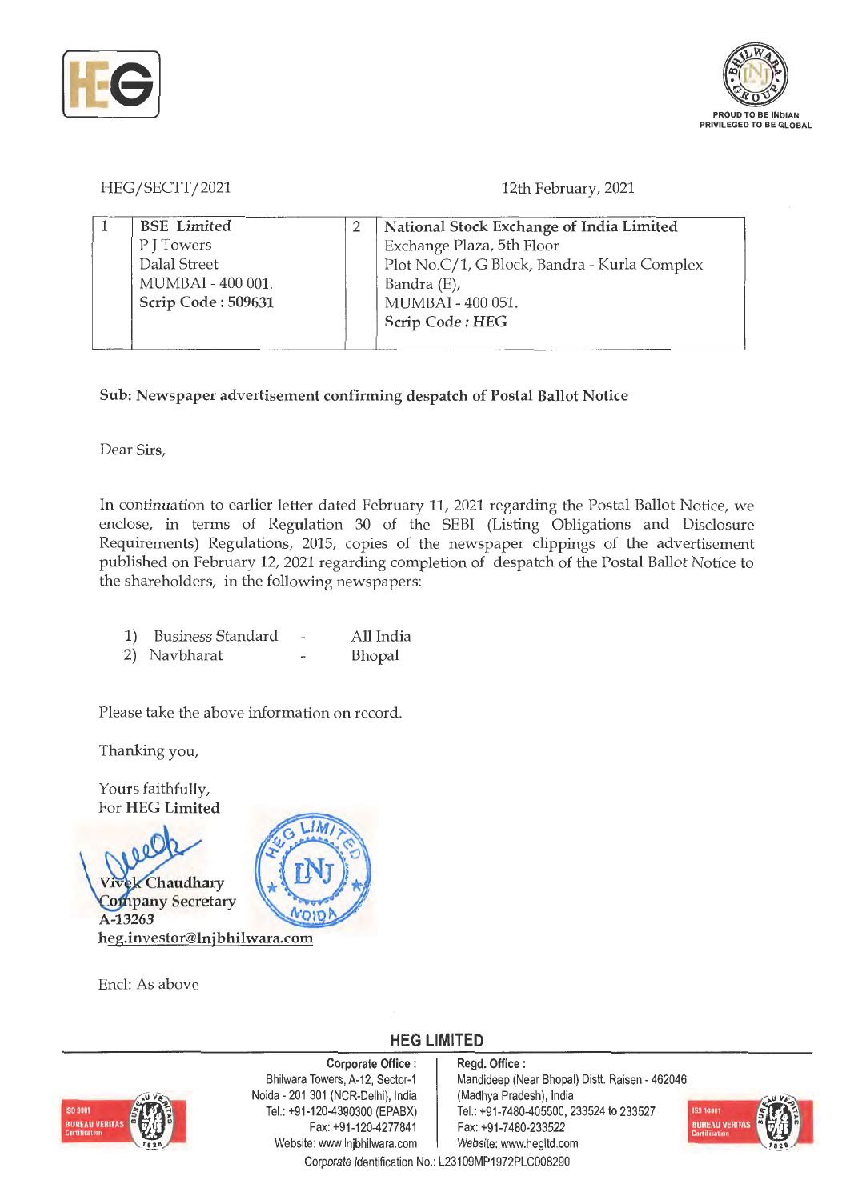HEG/SECTT/2021

12th February, 2021

| 1 | **BSE Limited**<br>P J Towers<br>Dalal Street<br>MUMBAI - 400 001.<br>**Scrip Code : 509631** | 2 | **National Stock Exchange of India Limited**<br>Exchange Plaza, 5th Floor<br>Plot No.C/1, G Block, Bandra - Kurla Complex<br>Bandra (E),<br>MUMBAI - 400 051.<br>**Scrip Code : HEG** |
|---|---|---|---|

**Sub: Newspaper advertisement confirming despatch of Postal Ballot Notice**

Dear Sirs,

In continuation to earlier letter dated February 11, 2021 regarding the Postal Ballot Notice, we enclose, in terms of Regulation 30 of the SEBI (Listing Obligations and Disclosure Requirements) Regulations, 2015, copies of the newspaper clippings of the advertisement published on February 12, 2021 regarding completion of despatch of the Postal Ballot Notice to the shareholders, in the following newspapers:

1) Business Standard - All India
2) Navbharat - Bhopal

Please take the above information on record.

Thanking you,

Yours faithfully,
For **HEG Limited**

Vivek Chaudhary
Company Secretary
A-13263
heg.investor@lnjbhilwara.com

Encl: As above

**HEG LIMITED**

**Corporate Office :**
Bhilwara Towers, A-12, Sector-1
Noida - 201 301 (NCR-Delhi), India
Tel.: +91-120-4390300 (EPABX)
Fax: +91-120-4277841
Website: www.lnjbhilwara.com

**Regd. Office :**
Mandideep (Near Bhopal) Distt. Raisen - 462046
(Madhya Pradesh), India
Tel.: +91-7480-405500, 233524 to 233527
Fax: +91-7480-233522
Website: www.hegltd.com

Corporate Identification No.: L23109MP1972PLC008290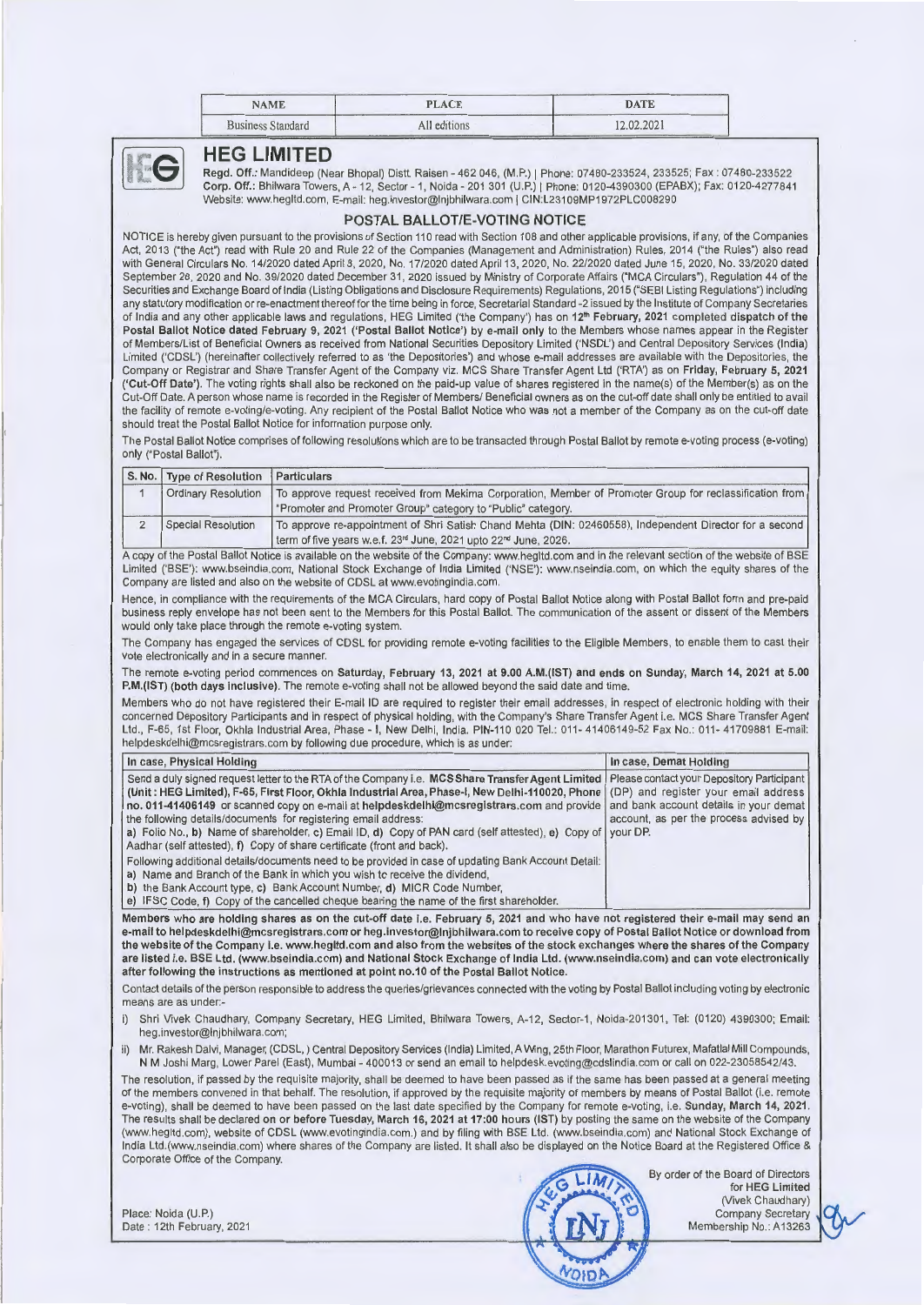| NAME | PLACE | DATE |
|---|---|---|
| Business Standard | All editions | 12.02.2021 |

# HEG LIMITED

**Regd. Off.:** Mandideep (Near Bhopal) Distt. Raisen - 462 046, (M.P.) | Phone: 07480-233524, 233525; Fax : 07480-233522
**Corp. Off.:** Bhilwara Towers, A - 12, Sector - 1, Noida - 201 301 (U.P.) | Phone: 0120-4390300 (EPABX); Fax: 0120-4277841
Website: www.hegltd.com, E-mail: heg.investor@lnjbhilwara.com | CIN:L23109MP1972PLC008290

## POSTAL BALLOT/E-VOTING NOTICE

NOTICE is hereby given pursuant to the provisions of Section 110 read with Section 108 and other applicable provisions, if any, of the Companies Act, 2013 ("the Act") read with Rule 20 and Rule 22 of the Companies (Management and Administration) Rules, 2014 ("the Rules") also read with General Circulars No. 14/2020 dated April 8, 2020, No. 17/2020 dated April 13, 2020, No. 22/2020 dated June 15, 2020, No. 33/2020 dated September 28, 2020 and No. 39/2020 dated December 31, 2020 issued by Ministry of Corporate Affairs ("MCA Circulars"), Regulation 44 of the Securities and Exchange Board of India (Listing Obligations and Disclosure Requirements) Regulations, 2015 ("SEBI Listing Regulations") including any statutory modification or re-enactment thereof for the time being in force, Secretarial Standard -2 issued by the Institute of Company Secretaries of India and any other applicable laws and regulations, HEG Limited ('the Company') has on **12th February, 2021 completed dispatch of the Postal Ballot Notice dated February 9, 2021 ('Postal Ballot Notice') by e-mail only** to the Members whose names appear in the Register of Members/List of Beneficial Owners as received from National Securities Depository Limited ('NSDL') and Central Depository Services (India) Limited ('CDSL') (hereinafter collectively referred to as 'the Depositories') and whose e-mail addresses are available with the Depositories, the Company or Registrar and Share Transfer Agent of the Company viz. MCS Share Transfer Agent Ltd ('RTA') as on **Friday, February 5, 2021 ('Cut-Off Date')**. The voting rights shall also be reckoned on the paid-up value of shares registered in the name(s) of the Member(s) as on the Cut-Off Date. A person whose name is recorded in the Register of Members/ Beneficial owners as on the cut-off date shall only be entitled to avail the facility of remote e-voting/e-voting. Any recipient of the Postal Ballot Notice who was not a member of the Company as on the cut-off date should treat the Postal Ballot Notice for information purpose only.

The Postal Ballot Notice comprises of following resolutions which are to be transacted through Postal Ballot by remote e-voting process (e-voting) only ("Postal Ballot").

| S. No. | Type of Resolution | Particulars |
|---|---|---|
| 1 | Ordinary Resolution | To approve request received from Mekima Corporation, Member of Promoter Group for reclassification from "Promoter and Promoter Group" category to "Public" category. |
| 2 | Special Resolution | To approve re-appointment of Shri Satish Chand Mehta (DIN: 02460558), Independent Director for a second term of five years w.e.f. 23rd June, 2021 upto 22nd June, 2026. |

A copy of the Postal Ballot Notice is available on the website of the Company: www.hegltd.com and in the relevant section of the website of BSE Limited ('BSE'): www.bseindia.com, National Stock Exchange of India Limited ('NSE'): www.nseindia.com, on which the equity shares of the Company are listed and also on the website of CDSL at www.evotingindia.com.

Hence, in compliance with the requirements of the MCA Circulars, hard copy of Postal Ballot Notice along with Postal Ballot form and pre-paid business reply envelope has not been sent to the Members for this Postal Ballot. The communication of the assent or dissent of the Members would only take place through the remote e-voting system.

The Company has engaged the services of CDSL for providing remote e-voting facilities to the Eligible Members, to enable them to cast their vote electronically and in a secure manner.

The remote e-voting period commences on **Saturday, February 13, 2021 at 9.00 A.M.(IST) and ends on Sunday, March 14, 2021 at 5.00 P.M.(IST) (both days inclusive)**. The remote e-voting shall not be allowed beyond the said date and time.

Members who do not have registered their E-mail ID are required to register their email addresses, in respect of electronic holding with their concerned Depository Participants and in respect of physical holding, with the Company's Share Transfer Agent i.e. MCS Share Transfer Agent Ltd., F-65, 1st Floor, Okhla Industrial Area, Phase - I, New Delhi, India. PIN-110 020 Tel.: 011- 41406149-52 Fax No.: 011- 41709881 E-mail: helpdeskdelhi@mcsregistrars.com by following due procedure, which is as under:

| In case, Physical Holding | In case, Demat Holding |
|---|---|
| Send a duly signed request letter to the RTA of the Company i.e. **MCS Share Transfer Agent Limited (Unit : HEG Limited), F-65, First Floor, Okhla Industrial Area, Phase-I, New Delhi-110020, Phone no. 011-41406149** or scanned copy on e-mail at **helpdeskdelhi@mcsregistrars.com** and provide the following details/documents for registering email address:<br>**a)** Folio No., **b)** Name of shareholder, **c)** Email ID, **d)** Copy of PAN card (self attested), **e)** Copy of Aadhar (self attested), **f)** Copy of share certificate (front and back).<br>Following additional details/documents need to be provided in case of updating Bank Account Detail:<br>**a)** Name and Branch of the Bank in which you wish to receive the dividend,<br>**b)** the Bank Account type, **c)** Bank Account Number, **d)** MICR Code Number,<br>**e)** IFSC Code, **f)** Copy of the cancelled cheque bearing the name of the first shareholder. | Please contact your Depository Participant (DP) and register your email address and bank account details in your demat account, as per the process advised by your DP. |

**Members who are holding shares as on the cut-off date i.e. February 5, 2021 and who have not registered their e-mail may send an e-mail to helpdeskdelhi@mcsregistrars.com or heg.investor@lnjbhilwara.com to receive copy of Postal Ballot Notice or download from the website of the Company i.e. www.hegltd.com and also from the websites of the stock exchanges where the shares of the Company are listed i.e. BSE Ltd. (www.bseindia.com) and National Stock Exchange of India Ltd. (www.nseindia.com) and can vote electronically after following the instructions as mentioned at point no.10 of the Postal Ballot Notice.**

Contact details of the person responsible to address the queries/grievances connected with the voting by Postal Ballot including voting by electronic means are as under:-

i) Shri Vivek Chaudhary, Company Secretary, HEG Limited, Bhilwara Towers, A-12, Sector-1, Noida-201301, Tel: (0120) 4390300; Email: heg.investor@lnjbhilwara.com;

ii) Mr. Rakesh Dalvi, Manager, (CDSL,) Central Depository Services (India) Limited, A Wing, 25th Floor, Marathon Futurex, Mafatlal Mill Compounds, N M Joshi Marg, Lower Parel (East), Mumbai - 400013 or send an email to helpdesk.evoting@cdslindia.com or call on 022-23058542/43.

The resolution, if passed by the requisite majority, shall be deemed to have been passed as if the same has been passed at a general meeting of the members convened in that behalf. The resolution, if approved by the requisite majority of members by means of Postal Ballot (i.e. remote e-voting), shall be deemed to have been passed on the last date specified by the Company for remote e-voting, i.e. **Sunday, March 14, 2021**. The results shall be declared **on or before Tuesday, March 16, 2021 at 17:00 hours (IST)** by posting the same on the website of the Company (www.hegltd.com), website of CDSL (www.evotingindia.com.) and by filing with BSE Ltd. (www.bseindia.com) and National Stock Exchange of India Ltd.(www.nseindia.com) where shares of the Company are listed. It shall also be displayed on the Notice Board at the Registered Office & Corporate Office of the Company.

By order of the Board of Directors
for HEG Limited
(Vivek Chaudhary)
Company Secretary
Membership No.: A13263

Place: Noida (U.P.)
Date : 12th February, 2021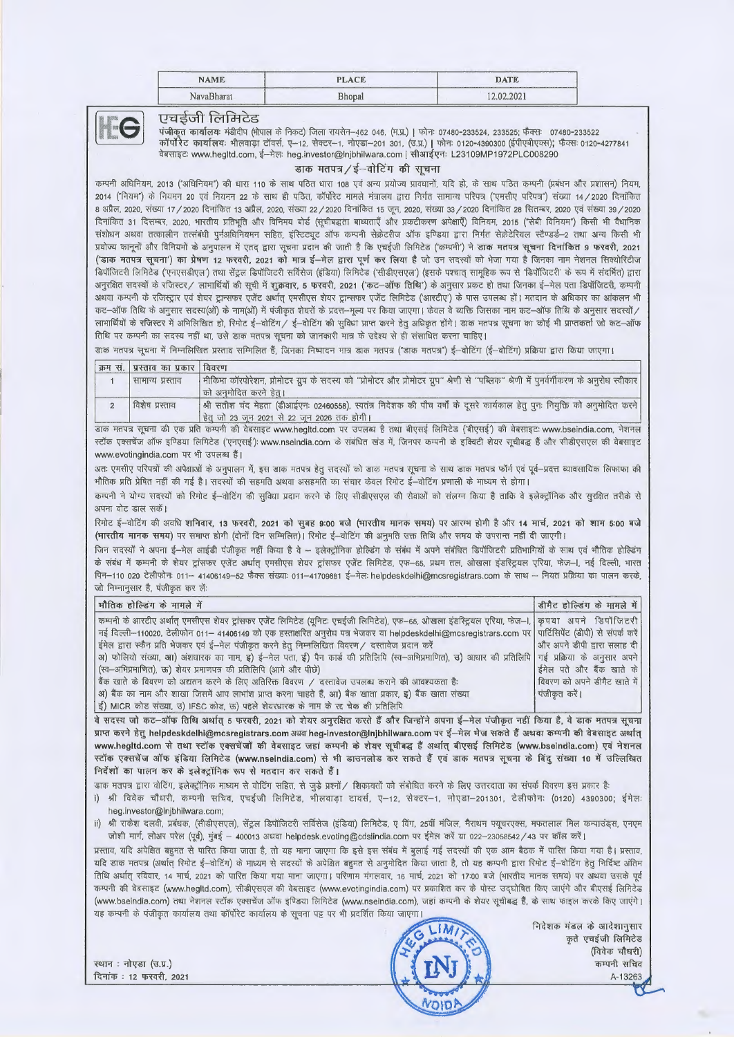| NAME | PLACE | DATE |
|---|---|---|
| NavaBharat | Bhopal | 12.02.2021 |

# एचईजी लिमिटेड

**पंजीकृत कार्यालयः** मंडीदीप (भोपाल के निकट) जिला रायसेन–462 046, (म.प्र.) | फोनः 07480-233524, 233525; फैक्सः 07480-233522
**कॉर्पोरेट कार्यालयः** भीलवाड़ा टॉवर्स, ए–12, सेक्टर–1, नोएडा–201 301, (उ.प्र.) | फोनः 0120-4390300 (ईपीएबीएक्स); फैक्सः 0120-4277841
वेबसाइटः www.hegltd.com, ई–मेलः heg.investor@lnjbhilwara.com | सीआईएनः L23109MP1972PLC008290

## डाक मतपत्र/ई–वोटिंग की सूचना

कम्पनी अधिनियम, 2013 ('अधिनियम') की धारा 110 के साथ पठित धारा 108 एवं अन्य प्रयोज्य प्रावधानों, यदि हो, के साथ पठित कम्पनी (प्रबंधन और प्रशासन) नियम, 2014 ("नियम") के नियमन 20 एवं नियमन 22 के साथ ही पठित, कॉर्पोरेट मामले मंत्रालय द्वारा निर्गत सामान्य परिपत्र ('एमसीए परिपत्र') संख्या 14/2020 दिनांकित 8 अप्रैल, 2020, संख्या 17/2020 दिनांकित 13 अप्रैल, 2020, संख्या 22/2020 दिनांकित 15 जून, 2020, संख्या 33/2020 दिनांकित 28 सितम्बर, 2020 एवं संख्या 39/2020 दिनांकित 31 दिसम्बर, 2020, भारतीय प्रतिभूति और विनिमय बोर्ड (सूचीबद्धता बाध्यताएँ और प्रकटीकरण अपेक्षाएँ) विनियम, 2015 ("सेबी विनियम") किसी भी वैधानिक संशोधन अथवा तत्कालीन तत्संबंधी पुर्नअधिनियमन सहित, इंस्टिट्यूट ऑफ कम्पनी सेक्रेटरीज ऑफ इण्डिया द्वारा निर्गत सेक्रेटेरियल स्टैण्डर्ड–2 तथा अन्य किसी भी प्रयोज्य कानूनों और विनियमों के अनुपालन में एतद् द्वारा सूचना प्रदान की जाती है कि एचईजी लिमिटेड ('कम्पनी') ने **डाक मतपत्र सूचना दिनांकित 9 फरवरी, 2021 ('डाक मतपत्र सूचना') का प्रेषण 12 फरवरी, 2021 को मात्र ई–मेल द्वारा पूर्ण कर लिया है** जो उन सदस्यों को भेजा गया है जिनका नाम नेशनल सिक्योरिटीज डिपॉजिटरी लिमिटेड ('एनएसडीएल') तथा सेंट्रल डिपॉजिटरी सर्विसेज (इंडिया) लिमिटेड ('सीडीएसएल') (इसके पश्चात् सामूहिक रूप से 'डिपॉजिटरी' के रूप में संदर्भित) द्वारा अनुरक्षित सदस्यों के रजिस्टर/ लाभार्थियों की सूची में **शुक्रवार, 5 फरवरी, 2021 ('कट–ऑफ तिथि')** के अनुसार प्रकट हो तथा जिनका ई–मेल पता डिपॉजिटरी, कम्पनी अथवा कम्पनी के रजिस्ट्रार एवं शेयर ट्रान्सफर एजेंट अर्थात् एमसीएस शेयर ट्रान्सफर एजेंट लिमिटेड ('आरटीए') के पास उपलब्ध हों। मतदान के अधिकार का आंकलन भी कट–ऑफ तिथि के अनुसार सदस्य(ओं) के नाम(ओं) में पंजीकृत शेयरों के प्रदत्त–मूल्य पर किया जाएगा। केवल वे व्यक्ति जिसका नाम कट–ऑफ तिथि के अनुसार सदस्यों/ लाभार्थियों के रजिस्टर में अभिलिखित हो, रिमोट ई–वोटिंग/ ई–वोटिंग की सुविधा प्राप्त करने हेतु अधिकृत होंगे। डाक मतपत्र सूचना का कोई भी प्राप्तकर्ता जो कट–ऑफ तिथि पर कम्पनी का सदस्य नहीं था, उसे डाक मतपत्र सूचना को जानकारी मात्र के उद्देश्य से ही संसाधित करना चाहिए।

डाक मतपत्र सूचना में निम्नलिखित प्रस्ताव सम्मिलित हैं, जिनका निष्पादन मात्र डाक मतपत्र ("डाक मतपत्र") ई–वोटिंग (ई–वोटिंग) प्रक्रिया द्वारा किया जाएगा।

| क्रम सं. | प्रस्ताव का प्रकार | विवरण |
|---|---|---|
| 1 | सामान्य प्रस्ताव | मीकिमा कॉरपोरेशन, प्रोमोटर ग्रुप के सदस्य को "प्रोमोटर और प्रोमोटर ग्रुप" श्रेणी से "पब्लिक" श्रेणी में पुनर्वर्गीकरण के अनुरोध स्वीकार को अनुमोदित करने हेतु। |
| 2 | विशेष प्रस्ताव | श्री सतीश चंद मेहता (डीआईएनः 02460558), स्वतंत्र निदेशक की पाँच वर्षों के दूसरे कार्यकाल हेतु पुनः नियुक्ति को अनुमोदित करने हेतु जो 23 जून 2021 से 22 जून 2026 तक होगी। |

डाक मतपत्र सूचना की एक प्रति कम्पनी की वेबसाइट www.hegltd.com पर उपलब्ध है तथा बीएसई लिमिटेड ('बीएसई') की वेबसाइटः www.bseindia.com, नेशनल स्टॉक एक्सचेंज ऑफ इण्डिया लिमिटेड ('एनएसई'): www.nseindia.com के संबंधित खंड में, जिनपर कम्पनी के इक्विटी शेयर सूचीबद्ध हैं और सीडीएसएल की वेबसाइट www.evotingindia.com पर भी उपलब्ध है।

अतः एमसीए परिपत्रों की अपेक्षाओं के अनुपालन में, इस डाक मतपत्र हेतु सदस्यों को डाक मतपत्र सूचना के साथ डाक मतपत्र फॉर्म एवं पूर्व–प्रदत्त व्यावसायिक लिफाफा की भौतिक प्रति प्रेषित नहीं की गई है। सदस्यों की सहमति अथवा असहमति का संचार केवल रिमोट ई–वोटिंग प्रणाली के माध्यम से होगा।

कम्पनी ने योग्य सदस्यों को रिमोट ई–वोटिंग की सुविधा प्रदान करने के लिए सीडीएसएल की सेवाओं को संलग्न किया है ताकि वे इलेक्ट्रॉनिक और सुरक्षित तरीके से अपना वोट डाल सकें।

रिमोट ई–वोटिंग की अवधि **शनिवार, 13 फरवरी, 2021 को सुबह 9:00 बजे (भारतीय मानक समय)** पर आरम्भ होगी और **14 मार्च, 2021 को शाम 5:00 बजे (भारतीय मानक समय)** पर समाप्त होगी (दोनों दिन सम्मिलित)। रिमोट ई–वोटिंग की अनुमति उक्त तिथि और समय के उपरान्त नहीं दी जाएगी।

जिन सदस्यों ने अपना ई–मेल आईडी पंजीकृत नहीं किया है वे – इलेक्ट्रॉनिक होल्डिंग के संबंध में अपने संबंधित डिपॉजिटरी प्रतिभागियों के साथ एवं भौतिक होल्डिंग के संबंध में कम्पनी के शेयर ट्रांसफर एजेंट अर्थात् एमसीएस शेयर ट्रांसफर एजेंट लिमिटेड, एफ–65, प्रथम तल, ओखला इंडस्ट्रियल एरिया, फेज–I, नई दिल्ली, भारत पिन–110 020 टेलीफोनः 011– 41406149–52 फैक्स संख्याः 011–41709881 ई–मेलः helpdeskdelhi@mcsregistrars.com के साथ – नियत प्रक्रिया का पालन करके, जो निम्नानुसार है, पंजीकृत कर लें:

| भौतिक होल्डिंग के मामले में | डीमैट होल्डिंग के मामले में |
|---|---|
| कम्पनी के आरटीए अर्थात् एमसीएस शेयर ट्रांसफर एजेंट लिमिटेड (यूनिटः एचईजी लिमिटेड), एफ–65, ओखला इंडस्ट्रियल एरिया, फेज–I, नई दिल्ली–110020, टेलीफोन 011– 41406149 को एक हस्ताक्षरित अनुरोध पत्र भेजकर या helpdeskdelhi@mcsregistrars.com पर ईमेल द्वारा स्कैन प्रति भेजकर एवं ई–मेल पंजीकृत करने हेतु निम्नलिखित विवरण/ दस्तावेज प्रदान करें<br>अ) फोलियो संख्या, आ) अंशधारक का नाम, इ) ई–मेल पता, ई) पैन कार्ड की प्रतिलिपि (स्व–अभिप्रमाणित), उ) आधार की प्रतिलिपि (स्व–अभिप्रमाणित), ऊ) शेयर प्रमाणपत्र की प्रतिलिपि (आगे और पीछे)<br>बैंक खाते के विवरण को अद्यतन करने के लिए अतिरिक्त विवरण / दस्तावेज उपलब्ध कराने की आवश्यकता हैः<br>अ) बैंक का नाम और शाखा जिसमें आप लाभांश प्राप्त करना चाहते हैं, आ) बैंक खाता प्रकार, इ) बैंक खाता संख्या<br>ई) MICR कोड संख्या, उ) IFSC कोड, ऊ) पहले शेयरधारक के नाम के रद्द चेक की प्रतिलिपि | कृपया अपने डिपॉजिटरी पार्टिसिपेंट (डीपी) से संपर्क करें और अपने डीपी द्वारा सलाह दी गई प्रक्रिया के अनुसार अपने ईमेल पते और बैंक खाते के विवरण को अपने डीमैट खाते में पंजीकृत करें। |

**वे सदस्य जो कट–ऑफ तिथि अर्थात् 5 फरवरी, 2021 को शेयर अनुरक्षित करते हैं और जिन्होंने अपना ई–मेल पंजीकृत नहीं किया है, वे डाक मतपत्र सूचना प्राप्त करने हेतु helpdeskdelhi@mcsregistrars.com अथवा heg-investor@lnjbhilwara.com पर ई–मेल भेज सकते हैं अथवा कम्पनी की वेबसाइट अर्थात् www.hegltd.com से तथा स्टॉक एक्सचेंजों की वेबसाइट जहां कम्पनी के शेयर सूचीबद्ध हैं अर्थात् बीएसई लिमिटेड (www.bseindia.com) एवं नेशनल स्टॉक एक्सचेंज ऑफ इंडिया लिमिटेड (www.nseindia.com) से भी डाउनलोड कर सकते हैं एवं डाक मतपत्र सूचना के बिंदु संख्या 10 में उल्लिखित निर्देशों का पालन कर के इलेक्ट्रॉनिक रूप से मतदान कर सकते हैं।**

डाक मतपत्र द्वारा वोटिंग, इलेक्ट्रॉनिक माध्यम से वोटिंग सहित, से जुड़े प्रश्नों/ शिकायतों को संबोधित करने के लिए उत्तरदाता का संपर्क विवरण इस प्रकार हैः

i) श्री विवेक चौधरी, कम्पनी सचिव, एचईजी लिमिटेड, भीलवाड़ा टावर्स, ए–12, सेक्टर–1, नोएडा–201301, टेलीफोनः (0120) 4390300; ईमेलः heg.investor@lnjbhilwara.com;

ii) श्री राकेश दलवी, प्रबंधक, (सीडीएसएल), सेंट्रल डिपॉजिटरी सर्विसेज (इंडिया) लिमिटेड, ए विंग, 25वीं मंजिल, मैराथन फ्यूचरएक्स, मफतलाल मिल कम्पाउंड्स, एनएम जोशी मार्ग, लोअर परेल (पूर्व), मुंबई – 400013 अथवा helpdesk.evoting@cdslindia.com पर ईमेल करें या 022–23058542/43 पर कॉल करें।

प्रस्ताव, यदि अपेक्षित बहुमत से पारित किया जाता है, तो यह माना जाएगा कि इसे इस संबंध में बुलाई गई सदस्यों की एक आम बैठक में पारित किया गया है। प्रस्ताव, यदि डाक मतपत्र (अर्थात् रिमोट ई–वोटिंग) के माध्यम से सदस्यों के अपेक्षित बहुमत से अनुमोदित किया जाता है, तो यह कम्पनी द्वारा रिमोट ई–वोटिंग हेतु निर्दिष्ट अंतिम तिथि अर्थात् रविवार, 14 मार्च, 2021 को पारित किया गया माना जाएगा। परिणाम मंगलवार, 16 मार्च, 2021 को 17:00 बजे (भारतीय मानक समय) पर अथवा उसके पूर्व कम्पनी की वेबसाइट (www.hegltd.com), सीडीएसएल की वेबसाइट (www.evotingindia.com) पर प्रकाशित कर के पोस्ट उद्घोषित किए जाएंगे और बीएसई लिमिटेड (www.bseindia.com) तथा नेशनल स्टॉक एक्सचेंज ऑफ इण्डिया लिमिटेड (www.nseindia.com), जहां कम्पनी के शेयर सूचीबद्ध हैं, के साथ फाइल करके किए जाएंगे। यह कम्पनी के पंजीकृत कार्यालय तथा कॉर्पोरेट कार्यालय के सूचना पट्ट पर भी प्रदर्शित किया जाएगा।

निदेशक मंडल के आदेशानुसार
कृते एचईजी लिमिटेड
(विवेक चौधरी)
कम्पनी सचिव
A-13263

स्थान : नोएडा (उ.प्र.)
दिनांक : 12 फरवरी, 2021